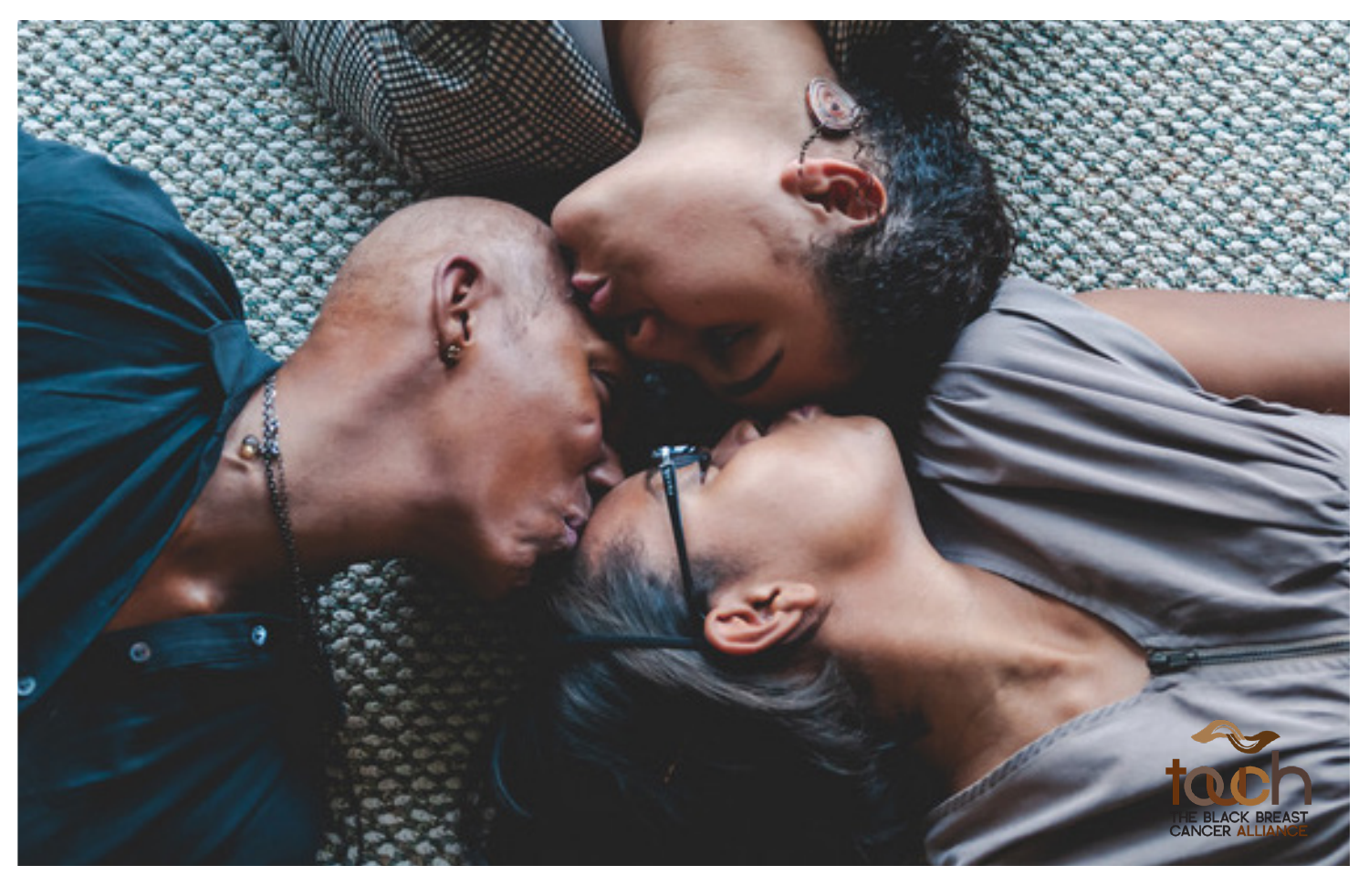touch THE BLACK BREAST CANCER ALLIANCE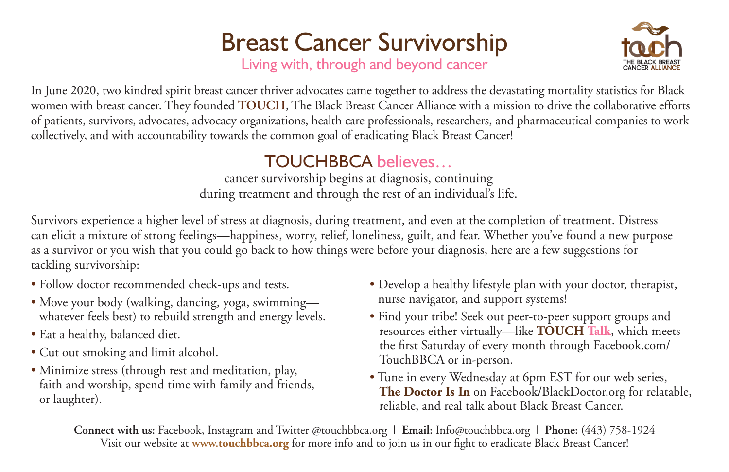# Breast Cancer Survivorship

Living with, through and beyond cancer

touch
THE BLACK BREAST CANCER ALLIANCE

In June 2020, two kindred spirit breast cancer thriver advocates came together to address the devastating mortality statistics for Black women with breast cancer. They founded **TOUCH**, The Black Breast Cancer Alliance with a mission to drive the collaborative efforts of patients, survivors, advocates, advocacy organizations, health care professionals, researchers, and pharmaceutical companies to work collectively, and with accountability towards the common goal of eradicating Black Breast Cancer!

## TOUCHBBCA believes…

cancer survivorship begins at diagnosis, continuing during treatment and through the rest of an individual's life.

Survivors experience a higher level of stress at diagnosis, during treatment, and even at the completion of treatment. Distress can elicit a mixture of strong feelings—happiness, worry, relief, loneliness, guilt, and fear. Whether you've found a new purpose as a survivor or you wish that you could go back to how things were before your diagnosis, here are a few suggestions for tackling survivorship:

- Follow doctor recommended check-ups and tests.
- Move your body (walking, dancing, yoga, swimming—whatever feels best) to rebuild strength and energy levels.
- Eat a healthy, balanced diet.
- Cut out smoking and limit alcohol.
- Minimize stress (through rest and meditation, play, faith and worship, spend time with family and friends, or laughter).
- Develop a healthy lifestyle plan with your doctor, therapist, nurse navigator, and support systems!
- Find your tribe! Seek out peer-to-peer support groups and resources either virtually—like **TOUCH Talk**, which meets the first Saturday of every month through Facebook.com/TouchBBCA or in-person.
- Tune in every Wednesday at 6pm EST for our web series, **The Doctor Is In** on Facebook/BlackDoctor.org for relatable, reliable, and real talk about Black Breast Cancer.

**Connect with us:** Facebook, Instagram and Twitter @touchbbca.org | **Email:** Info@touchbbca.org | **Phone:** (443) 758-1924
Visit our website at **www.touchbbca.org** for more info and to join us in our fight to eradicate Black Breast Cancer!